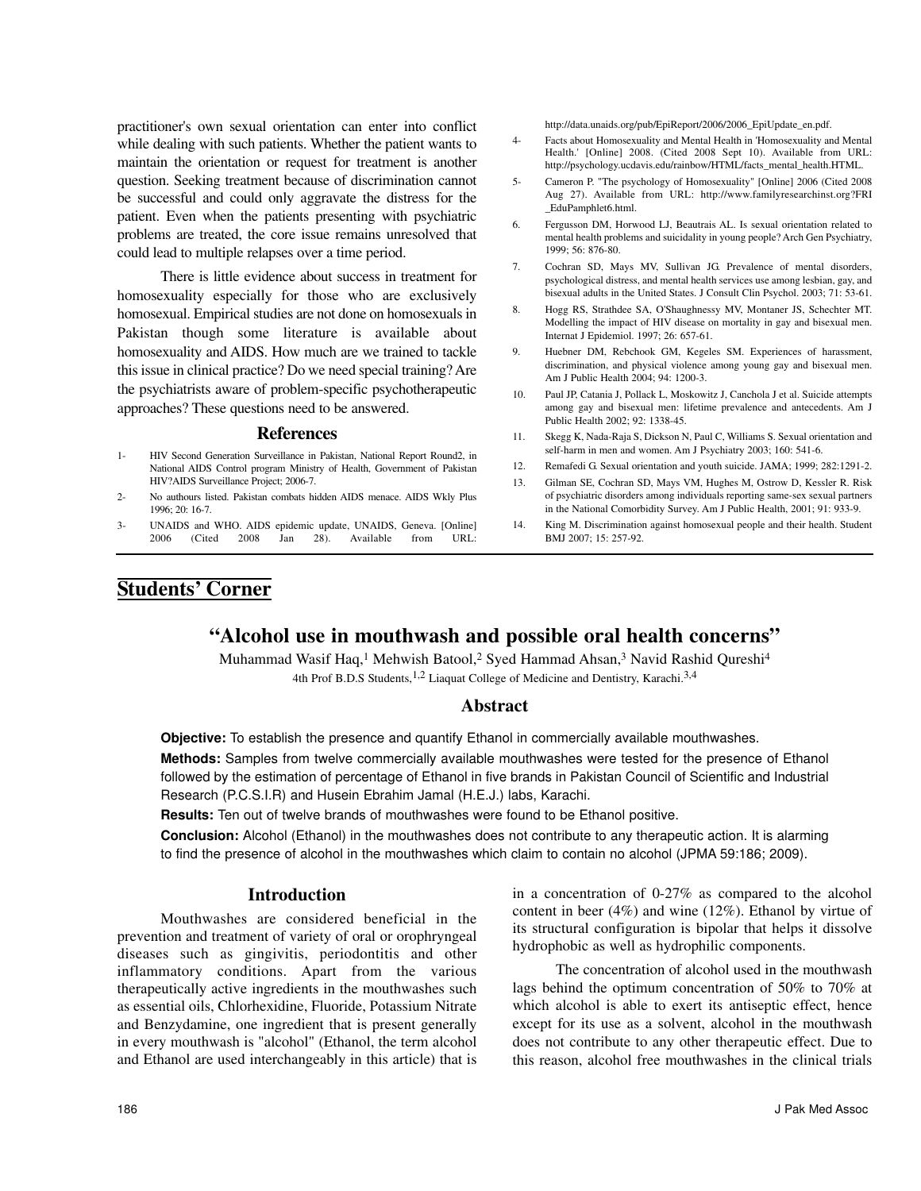practitioner's own sexual orientation can enter into conflict while dealing with such patients. Whether the patient wants to maintain the orientation or request for treatment is another question. Seeking treatment because of discrimination cannot be successful and could only aggravate the distress for the patient. Even when the patients presenting with psychiatric problems are treated, the core issue remains unresolved that could lead to multiple relapses over a time period.

There is little evidence about success in treatment for homosexuality especially for those who are exclusively homosexual. Empirical studies are not done on homosexuals in Pakistan though some literature is available about homosexuality and AIDS. How much are we trained to tackle this issue in clinical practice? Do we need special training? Are the psychiatrists aware of problem-specific psychotherapeutic approaches? These questions need to be answered.

## References

1- HIV Second Generation Surveillance in Pakistan, National Report Round2, in National AIDS Control program Ministry of Health, Government of Pakistan HIV?AIDS Surveillance Project; 2006-7.

2- No authours listed. Pakistan combats hidden AIDS menace. AIDS Wkly Plus 1996; 20: 16-7.

3- UNAIDS and WHO. AIDS epidemic update, UNAIDS, Geneva. [Online] 2006 (Cited 2008 Jan 28). Available from URL: http://data.unaids.org/pub/EpiReport/2006/2006_EpiUpdate_en.pdf.

4- Facts about Homosexuality and Mental Health in 'Homosexuality and Mental Health.' [Online] 2008. (Cited 2008 Sept 10). Available from URL: http://psychology.ucdavis.edu/rainbow/HTML/facts_mental_health.HTML.

5- Cameron P. "The psychology of Homosexuality" [Online] 2006 (Cited 2008 Aug 27). Available from URL: http://www.familyresearchinst.org?FRI_EduPamphlet6.html.

6. Fergusson DM, Horwood LJ, Beautrais AL. Is sexual orientation related to mental health problems and suicidality in young people? Arch Gen Psychiatry, 1999; 56: 876-80.

7. Cochran SD, Mays MV, Sullivan JG. Prevalence of mental disorders, psychological distress, and mental health services use among lesbian, gay, and bisexual adults in the United States. J Consult Clin Psychol. 2003; 71: 53-61.

8. Hogg RS, Strathdee SA, O'Shaughnessy MV, Montaner JS, Schechter MT. Modelling the impact of HIV disease on mortality in gay and bisexual men. Internat J Epidemiol. 1997; 26: 657-61.

9. Huebner DM, Rebchook GM, Kegeles SM. Experiences of harassment, discrimination, and physical violence among young gay and bisexual men. Am J Public Health 2004; 94: 1200-3.

10. Paul JP, Catania J, Pollack L, Moskowitz J, Canchola J et al. Suicide attempts among gay and bisexual men: lifetime prevalence and antecedents. Am J Public Health 2002; 92: 1338-45.

11. Skegg K, Nada-Raja S, Dickson N, Paul C, Williams S. Sexual orientation and self-harm in men and women. Am J Psychiatry 2003; 160: 541-6.

12. Remafedi G. Sexual orientation and youth suicide. JAMA; 1999; 282:1291-2.

13. Gilman SE, Cochran SD, Mays VM, Hughes M, Ostrow D, Kessler R. Risk of psychiatric disorders among individuals reporting same-sex sexual partners in the National Comorbidity Survey. Am J Public Health, 2001; 91: 933-9.

14. King M. Discrimination against homosexual people and their health. Student BMJ 2007; 15: 257-92.

## Students' Corner

# "Alcohol use in mouthwash and possible oral health concerns"

Muhammad Wasif Haq,[1] Mehwish Batool,[2] Syed Hammad Ahsan,[3] Navid Rashid Qureshi[4]

4th Prof B.D.S Students,[1,2] Liaquat College of Medicine and Dentistry, Karachi.[3,4]

## Abstract

**Objective:** To establish the presence and quantify Ethanol in commercially available mouthwashes.

**Methods:** Samples from twelve commercially available mouthwashes were tested for the presence of Ethanol followed by the estimation of percentage of Ethanol in five brands in Pakistan Council of Scientific and Industrial Research (P.C.S.I.R) and Husein Ebrahim Jamal (H.E.J.) labs, Karachi.

**Results:** Ten out of twelve brands of mouthwashes were found to be Ethanol positive.

**Conclusion:** Alcohol (Ethanol) in the mouthwashes does not contribute to any therapeutic action. It is alarming to find the presence of alcohol in the mouthwashes which claim to contain no alcohol (JPMA 59:186; 2009).

## Introduction

Mouthwashes are considered beneficial in the prevention and treatment of variety of oral or orophryngeal diseases such as gingivitis, periodontitis and other inflammatory conditions. Apart from the various therapeutically active ingredients in the mouthwashes such as essential oils, Chlorhexidine, Fluoride, Potassium Nitrate and Benzydamine, one ingredient that is present generally in every mouthwash is "alcohol" (Ethanol, the term alcohol and Ethanol are used interchangeably in this article) that is in a concentration of 0-27% as compared to the alcohol content in beer (4%) and wine (12%). Ethanol by virtue of its structural configuration is bipolar that helps it dissolve hydrophobic as well as hydrophilic components.

The concentration of alcohol used in the mouthwash lags behind the optimum concentration of 50% to 70% at which alcohol is able to exert its antiseptic effect, hence except for its use as a solvent, alcohol in the mouthwash does not contribute to any other therapeutic effect. Due to this reason, alcohol free mouthwashes in the clinical trials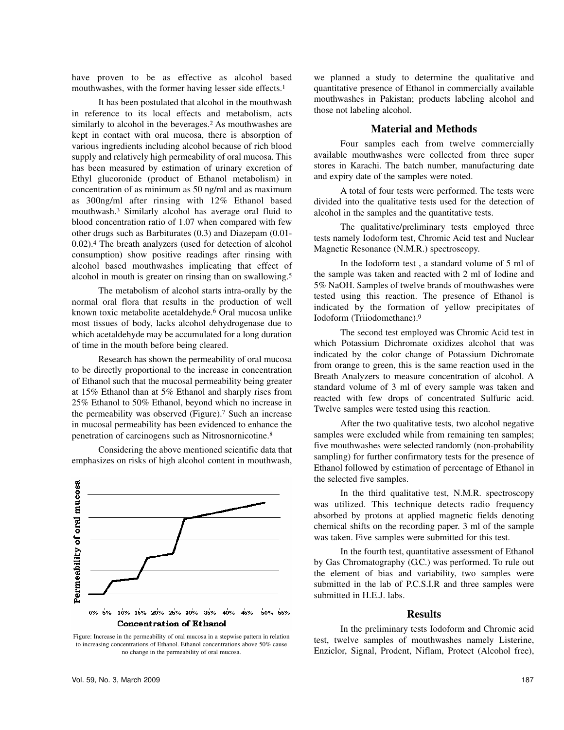have proven to be as effective as alcohol based mouthwashes, with the former having lesser side effects.[1]

It has been postulated that alcohol in the mouthwash in reference to its local effects and metabolism, acts similarly to alcohol in the beverages.[2] As mouthwashes are kept in contact with oral mucosa, there is absorption of various ingredients including alcohol because of rich blood supply and relatively high permeability of oral mucosa. This has been measured by estimation of urinary excretion of Ethyl glucoronide (product of Ethanol metabolism) in concentration of as minimum as 50 ng/ml and as maximum as 300ng/ml after rinsing with 12% Ethanol based mouthwash.[3] Similarly alcohol has average oral fluid to blood concentration ratio of 1.07 when compared with few other drugs such as Barbiturates (0.3) and Diazepam (0.01-0.02).[4] The breath analyzers (used for detection of alcohol consumption) show positive readings after rinsing with alcohol based mouthwashes implicating that effect of alcohol in mouth is greater on rinsing than on swallowing.[5]

The metabolism of alcohol starts intra-orally by the normal oral flora that results in the production of well known toxic metabolite acetaldehyde.[6] Oral mucosa unlike most tissues of body, lacks alcohol dehydrogenase due to which acetaldehyde may be accumulated for a long duration of time in the mouth before being cleared.

Research has shown the permeability of oral mucosa to be directly proportional to the increase in concentration of Ethanol such that the mucosal permeability being greater at 15% Ethanol than at 5% Ethanol and sharply rises from 25% Ethanol to 50% Ethanol, beyond which no increase in the permeability was observed (Figure).[7] Such an increase in mucosal permeability has been evidenced to enhance the penetration of carcinogens such as Nitrosnornicotine.[8]

Considering the above mentioned scientific data that emphasizes on risks of high alcohol content in mouthwash,

Figure: Increase in the permeability of oral mucosa in a stepwise pattern in relation to increasing concentrations of Ethanol. Ethanol concentrations above 50% cause no change in the permeability of oral mucosa.

we planned a study to determine the qualitative and quantitative presence of Ethanol in commercially available mouthwashes in Pakistan; products labeling alcohol and those not labeling alcohol.

## Material and Methods

Four samples each from twelve commercially available mouthwashes were collected from three super stores in Karachi. The batch number, manufacturing date and expiry date of the samples were noted.

A total of four tests were performed. The tests were divided into the qualitative tests used for the detection of alcohol in the samples and the quantitative tests.

The qualitative/preliminary tests employed three tests namely Iodoform test, Chromic Acid test and Nuclear Magnetic Resonance (N.M.R.) spectroscopy.

In the Iodoform test , a standard volume of 5 ml of the sample was taken and reacted with 2 ml of Iodine and 5% NaOH. Samples of twelve brands of mouthwashes were tested using this reaction. The presence of Ethanol is indicated by the formation of yellow precipitates of Iodoform (Triiodomethane).[9]

The second test employed was Chromic Acid test in which Potassium Dichromate oxidizes alcohol that was indicated by the color change of Potassium Dichromate from orange to green, this is the same reaction used in the Breath Analyzers to measure concentration of alcohol. A standard volume of 3 ml of every sample was taken and reacted with few drops of concentrated Sulfuric acid. Twelve samples were tested using this reaction.

After the two qualitative tests, two alcohol negative samples were excluded while from remaining ten samples; five mouthwashes were selected randomly (non-probability sampling) for further confirmatory tests for the presence of Ethanol followed by estimation of percentage of Ethanol in the selected five samples.

In the third qualitative test, N.M.R. spectroscopy was utilized. This technique detects radio frequency absorbed by protons at applied magnetic fields denoting chemical shifts on the recording paper. 3 ml of the sample was taken. Five samples were submitted for this test.

In the fourth test, quantitative assessment of Ethanol by Gas Chromatography (G.C.) was performed. To rule out the element of bias and variability, two samples were submitted in the lab of P.C.S.I.R and three samples were submitted in H.E.J. labs.

## Results

In the preliminary tests Iodoform and Chromic acid test, twelve samples of mouthwashes namely Listerine, Enziclor, Signal, Prodent, Niflam, Protect (Alcohol free),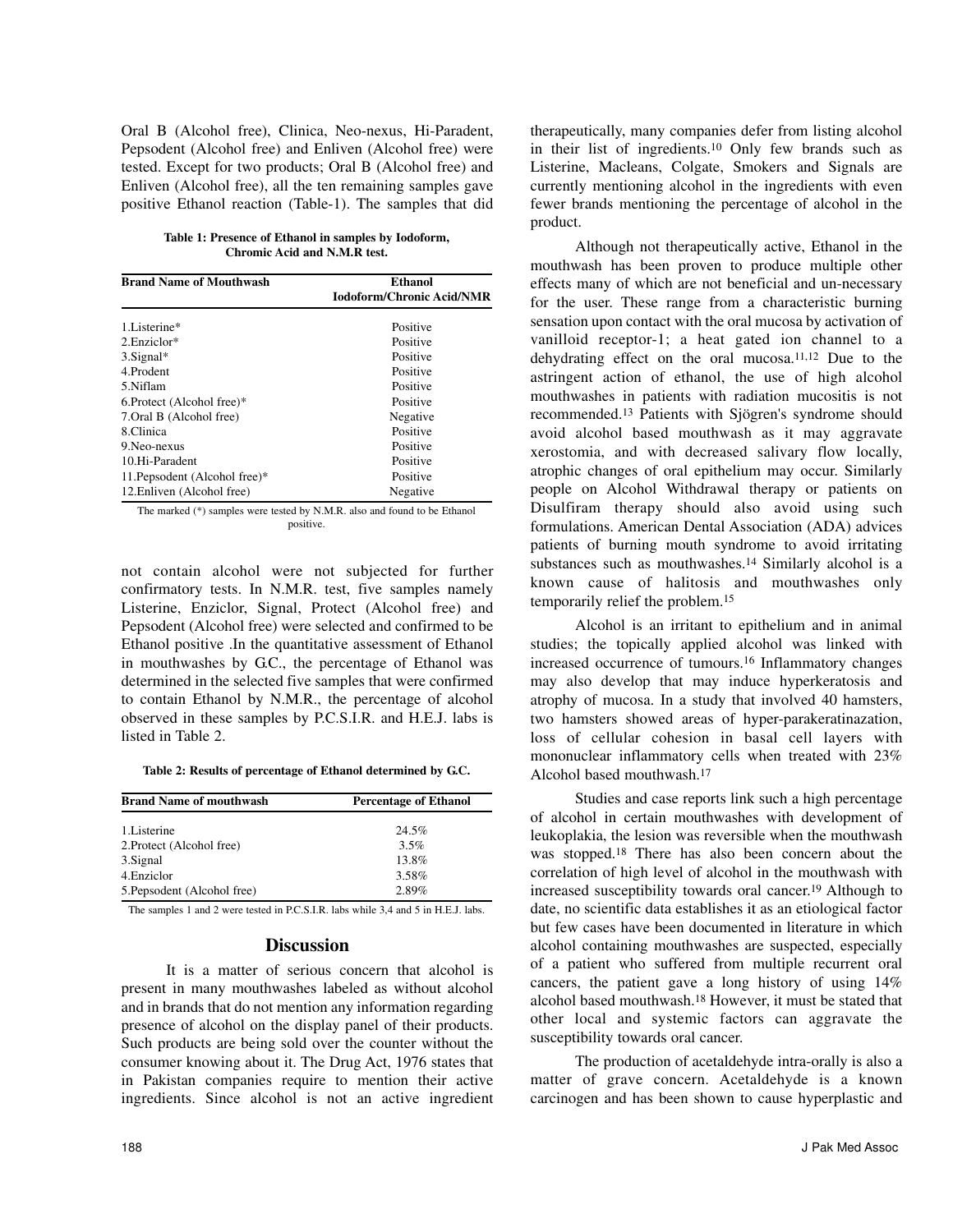Oral B (Alcohol free), Clinica, Neo-nexus, Hi-Paradent, Pepsodent (Alcohol free) and Enliven (Alcohol free) were tested. Except for two products; Oral B (Alcohol free) and Enliven (Alcohol free), all the ten remaining samples gave positive Ethanol reaction (Table-1). The samples that did not contain alcohol were not subjected for further confirmatory tests. In N.M.R. test, five samples namely Listerine, Enziclor, Signal, Protect (Alcohol free) and Pepsodent (Alcohol free) were selected and confirmed to be Ethanol positive .In the quantitative assessment of Ethanol in mouthwashes by G.C., the percentage of Ethanol was determined in the selected five samples that were confirmed to contain Ethanol by N.M.R., the percentage of alcohol observed in these samples by P.C.S.I.R. and H.E.J. labs is listed in Table 2.

**Table 1: Presence of Ethanol in samples by Iodoform, Chromic Acid and N.M.R test.**

| Brand Name of Mouthwash | Ethanol Iodoform/Chronic Acid/NMR |
|---|---|
| 1.Listerine* | Positive |
| 2.Enziclor* | Positive |
| 3.Signal* | Positive |
| 4.Prodent | Positive |
| 5.Niflam | Positive |
| 6.Protect (Alcohol free)* | Positive |
| 7.Oral B (Alcohol free) | Negative |
| 8.Clinica | Positive |
| 9.Neo-nexus | Positive |
| 10.Hi-Paradent | Positive |
| 11.Pepsodent (Alcohol free)* | Positive |
| 12.Enliven (Alcohol free) | Negative |

The marked (*) samples were tested by N.M.R. also and found to be Ethanol positive.

**Table 2: Results of percentage of Ethanol determined by G.C.**

| Brand Name of mouthwash | Percentage of Ethanol |
|---|---|
| 1.Listerine | 24.5% |
| 2.Protect (Alcohol free) | 3.5% |
| 3.Signal | 13.8% |
| 4.Enziclor | 3.58% |
| 5.Pepsodent (Alcohol free) | 2.89% |

The samples 1 and 2 were tested in P.C.S.I.R. labs while 3,4 and 5 in H.E.J. labs.

## Discussion

It is a matter of serious concern that alcohol is present in many mouthwashes labeled as without alcohol and in brands that do not mention any information regarding presence of alcohol on the display panel of their products. Such products are being sold over the counter without the consumer knowing about it. The Drug Act, 1976 states that in Pakistan companies require to mention their active ingredients. Since alcohol is not an active ingredient therapeutically, many companies defer from listing alcohol in their list of ingredients.[10] Only few brands such as Listerine, Macleans, Colgate, Smokers and Signals are currently mentioning alcohol in the ingredients with even fewer brands mentioning the percentage of alcohol in the product.

Although not therapeutically active, Ethanol in the mouthwash has been proven to produce multiple other effects many of which are not beneficial and un-necessary for the user. These range from a characteristic burning sensation upon contact with the oral mucosa by activation of vanilloid receptor-1; a heat gated ion channel to a dehydrating effect on the oral mucosa.[11,12] Due to the astringent action of ethanol, the use of high alcohol mouthwashes in patients with radiation mucositis is not recommended.[13] Patients with Sjögren's syndrome should avoid alcohol based mouthwash as it may aggravate xerostomia, and with decreased salivary flow locally, atrophic changes of oral epithelium may occur. Similarly people on Alcohol Withdrawal therapy or patients on Disulfiram therapy should also avoid using such formulations. American Dental Association (ADA) advices patients of burning mouth syndrome to avoid irritating substances such as mouthwashes.[14] Similarly alcohol is a known cause of halitosis and mouthwashes only temporarily relief the problem.[15]

Alcohol is an irritant to epithelium and in animal studies; the topically applied alcohol was linked with increased occurrence of tumours.[16] Inflammatory changes may also develop that may induce hyperkeratosis and atrophy of mucosa. In a study that involved 40 hamsters, two hamsters showed areas of hyper-parakeratinazation, loss of cellular cohesion in basal cell layers with mononuclear inflammatory cells when treated with 23% Alcohol based mouthwash.[17]

Studies and case reports link such a high percentage of alcohol in certain mouthwashes with development of leukoplakia, the lesion was reversible when the mouthwash was stopped.[18] There has also been concern about the correlation of high level of alcohol in the mouthwash with increased susceptibility towards oral cancer.[19] Although to date, no scientific data establishes it as an etiological factor but few cases have been documented in literature in which alcohol containing mouthwashes are suspected, especially of a patient who suffered from multiple recurrent oral cancers, the patient gave a long history of using 14% alcohol based mouthwash.[18] However, it must be stated that other local and systemic factors can aggravate the susceptibility towards oral cancer.

The production of acetaldehyde intra-orally is also a matter of grave concern. Acetaldehyde is a known carcinogen and has been shown to cause hyperplastic and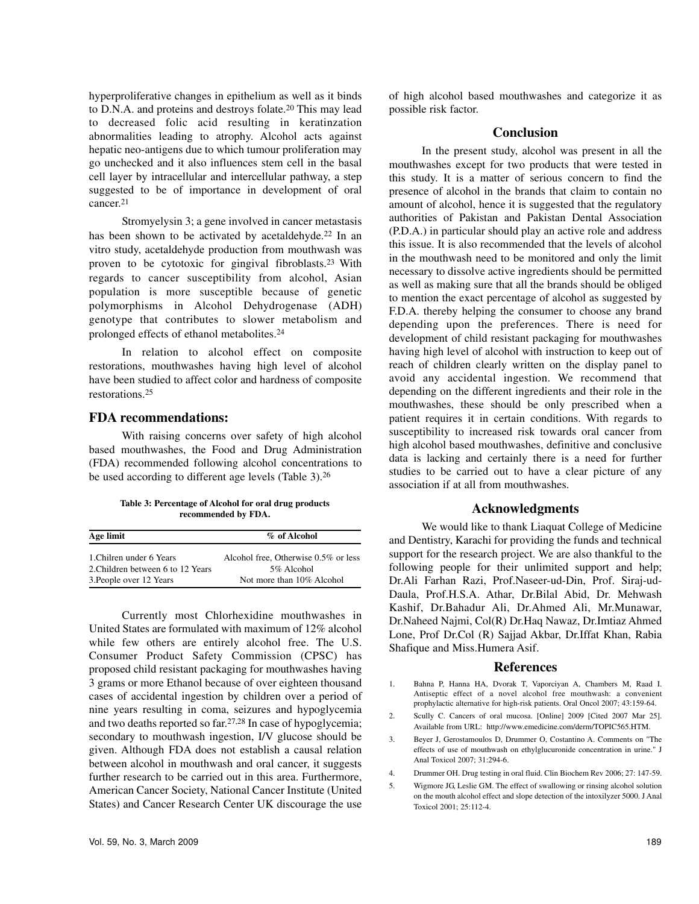hyperproliferative changes in epithelium as well as it binds to D.N.A. and proteins and destroys folate.[20] This may lead to decreased folic acid resulting in keratinzation abnormalities leading to atrophy. Alcohol acts against hepatic neo-antigens due to which tumour proliferation may go unchecked and it also influences stem cell in the basal cell layer by intracellular and intercellular pathway, a step suggested to be of importance in development of oral cancer.[21]

Stromyelysin 3; a gene involved in cancer metastasis has been shown to be activated by acetaldehyde.[22] In an vitro study, acetaldehyde production from mouthwash was proven to be cytotoxic for gingival fibroblasts.[23] With regards to cancer susceptibility from alcohol, Asian population is more susceptible because of genetic polymorphisms in Alcohol Dehydrogenase (ADH) genotype that contributes to slower metabolism and prolonged effects of ethanol metabolites.[24]

In relation to alcohol effect on composite restorations, mouthwashes having high level of alcohol have been studied to affect color and hardness of composite restorations.[25]

## FDA recommendations:

With raising concerns over safety of high alcohol based mouthwashes, the Food and Drug Administration (FDA) recommended following alcohol concentrations to be used according to different age levels (Table 3).[26]

**Table 3: Percentage of Alcohol for oral drug products recommended by FDA.**

| Age limit | % of Alcohol |
|---|---|
| 1.Chilren under 6 Years | Alcohol free, Otherwise 0.5% or less |
| 2.Children between 6 to 12 Years | 5% Alcohol |
| 3.People over 12 Years | Not more than 10% Alcohol |

Currently most Chlorhexidine mouthwashes in United States are formulated with maximum of 12% alcohol while few others are entirely alcohol free. The U.S. Consumer Product Safety Commission (CPSC) has proposed child resistant packaging for mouthwashes having 3 grams or more Ethanol because of over eighteen thousand cases of accidental ingestion by children over a period of nine years resulting in coma, seizures and hypoglycemia and two deaths reported so far.[27,28] In case of hypoglycemia; secondary to mouthwash ingestion, I/V glucose should be given. Although FDA does not establish a causal relation between alcohol in mouthwash and oral cancer, it suggests further research to be carried out in this area. Furthermore, American Cancer Society, National Cancer Institute (United States) and Cancer Research Center UK discourage the use of high alcohol based mouthwashes and categorize it as possible risk factor.

## Conclusion

In the present study, alcohol was present in all the mouthwashes except for two products that were tested in this study. It is a matter of serious concern to find the presence of alcohol in the brands that claim to contain no amount of alcohol, hence it is suggested that the regulatory authorities of Pakistan and Pakistan Dental Association (P.D.A.) in particular should play an active role and address this issue. It is also recommended that the levels of alcohol in the mouthwash need to be monitored and only the limit necessary to dissolve active ingredients should be permitted as well as making sure that all the brands should be obliged to mention the exact percentage of alcohol as suggested by F.D.A. thereby helping the consumer to choose any brand depending upon the preferences. There is need for development of child resistant packaging for mouthwashes having high level of alcohol with instruction to keep out of reach of children clearly written on the display panel to avoid any accidental ingestion. We recommend that depending on the different ingredients and their role in the mouthwashes, these should be only prescribed when a patient requires it in certain conditions. With regards to susceptibility to increased risk towards oral cancer from high alcohol based mouthwashes, definitive and conclusive data is lacking and certainly there is a need for further studies to be carried out to have a clear picture of any association if at all from mouthwashes.

## Acknowledgments

We would like to thank Liaquat College of Medicine and Dentistry, Karachi for providing the funds and technical support for the research project. We are also thankful to the following people for their unlimited support and help; Dr.Ali Farhan Razi, Prof.Naseer-ud-Din, Prof. Siraj-ud-Daula, Prof.H.S.A. Athar, Dr.Bilal Abid, Dr. Mehwash Kashif, Dr.Bahadur Ali, Dr.Ahmed Ali, Mr.Munawar, Dr.Naheed Najmi, Col(R) Dr.Haq Nawaz, Dr.Imtiaz Ahmed Lone, Prof Dr.Col (R) Sajjad Akbar, Dr.Iffat Khan, Rabia Shafique and Miss.Humera Asif.

## References

1. Bahna P, Hanna HA, Dvorak T, Vaporciyan A, Chambers M, Raad I. Antiseptic effect of a novel alcohol free mouthwash: a convenient prophylactic alternative for high-risk patients. Oral Oncol 2007; 43:159-64.
2. Scully C. Cancers of oral mucosa. [Online] 2009 [Cited 2007 Mar 25]. Available from URL: http://www.emedicine.com/derm/TOPIC565.HTM.
3. Beyer J, Gerostamoulos D, Drummer O, Costantino A. Comments on "The effects of use of mouthwash on ethylglucuronide concentration in urine." J Anal Toxicol 2007; 31:294-6.
4. Drummer OH. Drug testing in oral fluid. Clin Biochem Rev 2006; 27: 147-59.
5. Wigmore JG, Leslie GM. The effect of swallowing or rinsing alcohol solution on the mouth alcohol effect and slope detection of the intoxilyzer 5000. J Anal Toxicol 2001; 25:112-4.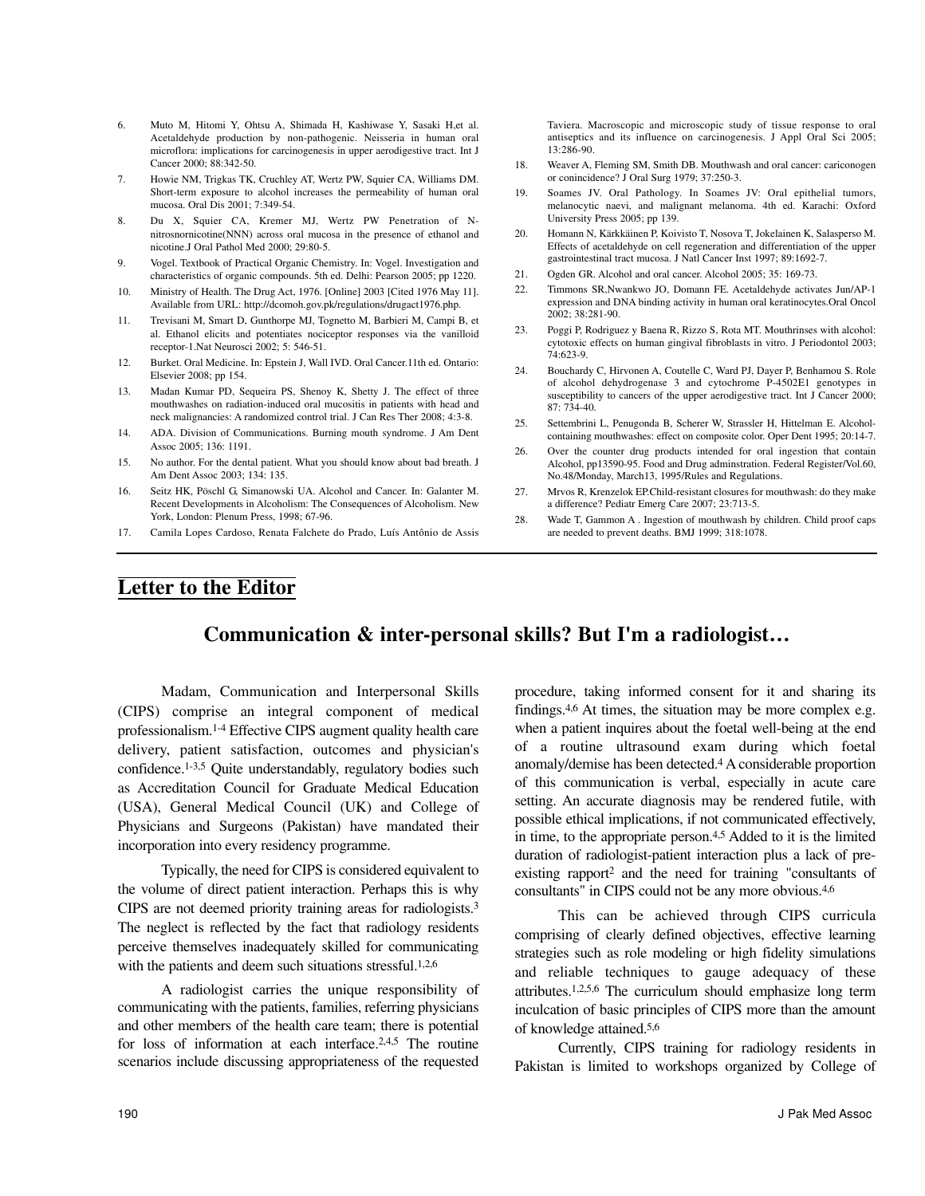6. Muto M, Hitomi Y, Ohtsu A, Shimada H, Kashiwase Y, Sasaki H,et al. Acetaldehyde production by non-pathogenic. Neisseria in human oral microflora: implications for carcinogenesis in upper aerodigestive tract. Int J Cancer 2000; 88:342-50.
7. Howie NM, Trigkas TK, Cruchley AT, Wertz PW, Squier CA, Williams DM. Short-term exposure to alcohol increases the permeability of human oral mucosa. Oral Dis 2001; 7:349-54.
8. Du X, Squier CA, Kremer MJ, Wertz PW Penetration of N-nitrosnornicotine(NNN) across oral mucosa in the presence of ethanol and nicotine.J Oral Pathol Med 2000; 29:80-5.
9. Vogel. Textbook of Practical Organic Chemistry. In: Vogel. Investigation and characteristics of organic compounds. 5th ed. Delhi: Pearson 2005; pp 1220.
10. Ministry of Health. The Drug Act, 1976. [Online] 2003 [Cited 1976 May 11]. Available from URL: http://dcomoh.gov.pk/regulations/drugact1976.php.
11. Trevisani M, Smart D, Gunthorpe MJ, Tognetto M, Barbieri M, Campi B, et al. Ethanol elicits and potentiates nociceptor responses via the vanilloid receptor-1.Nat Neurosci 2002; 5: 546-51.
12. Burket. Oral Medicine. In: Epstein J, Wall IVD. Oral Cancer.11th ed. Ontario: Elsevier 2008; pp 154.
13. Madan Kumar PD, Sequeira PS, Shenoy K, Shetty J. The effect of three mouthwashes on radiation-induced oral mucositis in patients with head and neck malignancies: A randomized control trial. J Can Res Ther 2008; 4:3-8.
14. ADA. Division of Communications. Burning mouth syndrome. J Am Dent Assoc 2005; 136: 1191.
15. No author. For the dental patient. What you should know about bad breath. J Am Dent Assoc 2003; 134: 135.
16. Seitz HK, Pöschl G, Simanowski UA. Alcohol and Cancer. In: Galanter M. Recent Developments in Alcoholism: The Consequences of Alcoholism. New York, London: Plenum Press, 1998; 67-96.
17. Camila Lopes Cardoso, Renata Falchete do Prado, Luís Antônio de Assis Taviera. Macroscopic and microscopic study of tissue response to oral antiseptics and its influence on carcinogenesis. J Appl Oral Sci 2005; 13:286-90.
18. Weaver A, Fleming SM, Smith DB. Mouthwash and oral cancer: cariconogen or conincidence? J Oral Surg 1979; 37:250-3.
19. Soames JV. Oral Pathology. In Soames JV: Oral epithelial tumors, melanocytic naevi, and malignant melanoma. 4th ed. Karachi: Oxford University Press 2005; pp 139.
20. Homann N, Kärkkäinen P, Koivisto T, Nosova T, Jokelainen K, Salasperso M. Effects of acetaldehyde on cell regeneration and differentiation of the upper gastrointestinal tract mucosa. J Natl Cancer Inst 1997; 89:1692-7.
21. Ogden GR. Alcohol and oral cancer. Alcohol 2005; 35: 169-73.
22. Timmons SR,Nwankwo JO, Domann FE. Acetaldehyde activates Jun/AP-1 expression and DNA binding activity in human oral keratinocytes.Oral Oncol 2002; 38:281-90.
23. Poggi P, Rodriguez y Baena R, Rizzo S, Rota MT. Mouthrinses with alcohol: cytotoxic effects on human gingival fibroblasts in vitro. J Periodontol 2003; 74:623-9.
24. Bouchardy C, Hirvonen A, Coutelle C, Ward PJ, Dayer P, Benhamou S. Role of alcohol dehydrogenase 3 and cytochrome P-4502E1 genotypes in susceptibility to cancers of the upper aerodigestive tract. Int J Cancer 2000; 87: 734-40.
25. Settembrini L, Penugonda B, Scherer W, Strassler H, Hittelman E. Alcohol-containing mouthwashes: effect on composite color. Oper Dent 1995; 20:14-7.
26. Over the counter drug products intended for oral ingestion that contain Alcohol, pp13590-95. Food and Drug adminstration. Federal Register/Vol.60, No.48/Monday, March13, 1995/Rules and Regulations.
27. Mrvos R, Krenzelok EP.Child-resistant closures for mouthwash: do they make a difference? Pediatr Emerg Care 2007; 23:713-5.
28. Wade T, Gammon A . Ingestion of mouthwash by children. Child proof caps are needed to prevent deaths. BMJ 1999; 318:1078.

# Letter to the Editor

## Communication & inter-personal skills? But I'm a radiologist…

Madam, Communication and Interpersonal Skills (CIPS) comprise an integral component of medical professionalism.[1-4] Effective CIPS augment quality health care delivery, patient satisfaction, outcomes and physician's confidence.[1-3,5] Quite understandably, regulatory bodies such as Accreditation Council for Graduate Medical Education (USA), General Medical Council (UK) and College of Physicians and Surgeons (Pakistan) have mandated their incorporation into every residency programme.

Typically, the need for CIPS is considered equivalent to the volume of direct patient interaction. Perhaps this is why CIPS are not deemed priority training areas for radiologists.[3] The neglect is reflected by the fact that radiology residents perceive themselves inadequately skilled for communicating with the patients and deem such situations stressful.[1,2,6]

A radiologist carries the unique responsibility of communicating with the patients, families, referring physicians and other members of the health care team; there is potential for loss of information at each interface.[2,4,5] The routine scenarios include discussing appropriateness of the requested procedure, taking informed consent for it and sharing its findings.[4,6] At times, the situation may be more complex e.g. when a patient inquires about the foetal well-being at the end of a routine ultrasound exam during which foetal anomaly/demise has been detected.[4] A considerable proportion of this communication is verbal, especially in acute care setting. An accurate diagnosis may be rendered futile, with possible ethical implications, if not communicated effectively, in time, to the appropriate person.[4,5] Added to it is the limited duration of radiologist-patient interaction plus a lack of pre-existing rapport[2] and the need for training "consultants of consultants" in CIPS could not be any more obvious.[4,6]

This can be achieved through CIPS curricula comprising of clearly defined objectives, effective learning strategies such as role modeling or high fidelity simulations and reliable techniques to gauge adequacy of these attributes.[1,2,5,6] The curriculum should emphasize long term inculcation of basic principles of CIPS more than the amount of knowledge attained.[5,6]

Currently, CIPS training for radiology residents in Pakistan is limited to workshops organized by College of